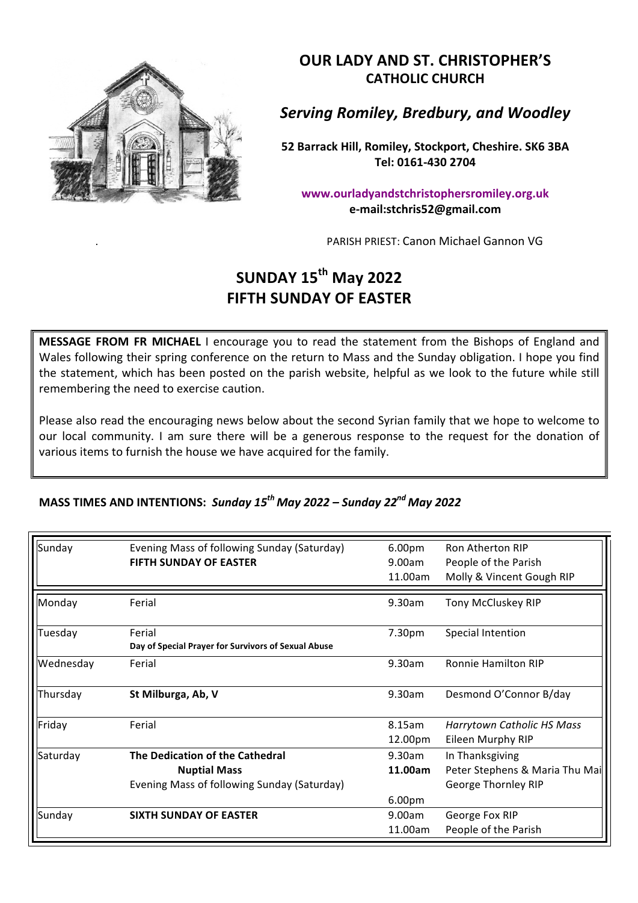# OUR LADY AND ST. CHRISTOPHER'S
## CATHOLIC CHURCH

### *Serving Romiley, Bredbury, and Woodley*

**52 Barrack Hill, Romiley, Stockport, Cheshire. SK6 3BA**
**Tel: 0161-430 2704**

**www.ourladyandstchristophersromiley.org.uk**
**e-mail:stchris52@gmail.com**

PARISH PRIEST: Canon Michael Gannon VG

## SUNDAY 15th May 2022
## FIFTH SUNDAY OF EASTER

**MESSAGE FROM FR MICHAEL** I encourage you to read the statement from the Bishops of England and Wales following their spring conference on the return to Mass and the Sunday obligation. I hope you find the statement, which has been posted on the parish website, helpful as we look to the future while still remembering the need to exercise caution.

Please also read the encouraging news below about the second Syrian family that we hope to welcome to our local community. I am sure there will be a generous response to the request for the donation of various items to furnish the house we have acquired for the family.

**MASS TIMES AND INTENTIONS:** ***Sunday 15th May 2022 – Sunday 22nd May 2022***

| Day | Celebration | Time | Intention |
|---|---|---|---|
| Sunday | Evening Mass of following Sunday (Saturday) | 6.00pm | Ron Atherton RIP |
| | **FIFTH SUNDAY OF EASTER** | 9.00am | People of the Parish |
| | | 11.00am | Molly & Vincent Gough RIP |
| Monday | Ferial | 9.30am | Tony McCluskey RIP |
| Tuesday | Ferial<br>**Day of Special Prayer for Survivors of Sexual Abuse** | 7.30pm | Special Intention |
| Wednesday | Ferial | 9.30am | Ronnie Hamilton RIP |
| Thursday | **St Milburga, Ab, V** | 9.30am | Desmond O'Connor B/day |
| Friday | Ferial | 8.15am | *Harrytown Catholic HS Mass* |
| | | 12.00pm | Eileen Murphy RIP |
| Saturday | **The Dedication of the Cathedral** | 9.30am | In Thanksgiving |
| | **Nuptial Mass** | **11.00am** | Peter Stephens & Maria Thu Mai |
| | Evening Mass of following Sunday (Saturday) | 6.00pm | George Thornley RIP |
| Sunday | **SIXTH SUNDAY OF EASTER** | 9.00am | George Fox RIP |
| | | 11.00am | People of the Parish |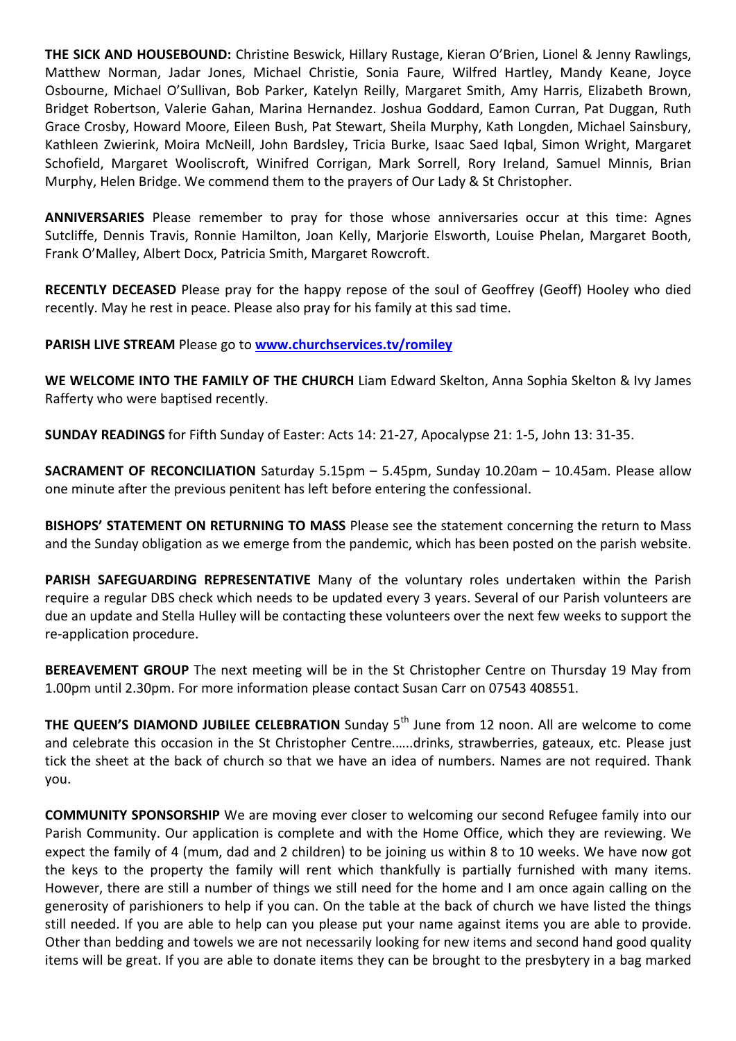**THE SICK AND HOUSEBOUND:** Christine Beswick, Hillary Rustage, Kieran O'Brien, Lionel & Jenny Rawlings, Matthew Norman, Jadar Jones, Michael Christie, Sonia Faure, Wilfred Hartley, Mandy Keane, Joyce Osbourne, Michael O'Sullivan, Bob Parker, Katelyn Reilly, Margaret Smith, Amy Harris, Elizabeth Brown, Bridget Robertson, Valerie Gahan, Marina Hernandez. Joshua Goddard, Eamon Curran, Pat Duggan, Ruth Grace Crosby, Howard Moore, Eileen Bush, Pat Stewart, Sheila Murphy, Kath Longden, Michael Sainsbury, Kathleen Zwierink, Moira McNeill, John Bardsley, Tricia Burke, Isaac Saed Iqbal, Simon Wright, Margaret Schofield, Margaret Wooliscroft, Winifred Corrigan, Mark Sorrell, Rory Ireland, Samuel Minnis, Brian Murphy, Helen Bridge. We commend them to the prayers of Our Lady & St Christopher.

**ANNIVERSARIES** Please remember to pray for those whose anniversaries occur at this time: Agnes Sutcliffe, Dennis Travis, Ronnie Hamilton, Joan Kelly, Marjorie Elsworth, Louise Phelan, Margaret Booth, Frank O'Malley, Albert Docx, Patricia Smith, Margaret Rowcroft.

**RECENTLY DECEASED** Please pray for the happy repose of the soul of Geoffrey (Geoff) Hooley who died recently. May he rest in peace. Please also pray for his family at this sad time.

**PARISH LIVE STREAM** Please go to **www.churchservices.tv/romiley**

**WE WELCOME INTO THE FAMILY OF THE CHURCH** Liam Edward Skelton, Anna Sophia Skelton & Ivy James Rafferty who were baptised recently.

**SUNDAY READINGS** for Fifth Sunday of Easter: Acts 14: 21-27, Apocalypse 21: 1-5, John 13: 31-35.

**SACRAMENT OF RECONCILIATION** Saturday 5.15pm – 5.45pm, Sunday 10.20am – 10.45am. Please allow one minute after the previous penitent has left before entering the confessional.

**BISHOPS' STATEMENT ON RETURNING TO MASS** Please see the statement concerning the return to Mass and the Sunday obligation as we emerge from the pandemic, which has been posted on the parish website.

**PARISH SAFEGUARDING REPRESENTATIVE** Many of the voluntary roles undertaken within the Parish require a regular DBS check which needs to be updated every 3 years. Several of our Parish volunteers are due an update and Stella Hulley will be contacting these volunteers over the next few weeks to support the re-application procedure.

**BEREAVEMENT GROUP** The next meeting will be in the St Christopher Centre on Thursday 19 May from 1.00pm until 2.30pm. For more information please contact Susan Carr on 07543 408551.

**THE QUEEN'S DIAMOND JUBILEE CELEBRATION** Sunday 5th June from 12 noon. All are welcome to come and celebrate this occasion in the St Christopher Centre......drinks, strawberries, gateaux, etc. Please just tick the sheet at the back of church so that we have an idea of numbers. Names are not required. Thank you.

**COMMUNITY SPONSORSHIP** We are moving ever closer to welcoming our second Refugee family into our Parish Community. Our application is complete and with the Home Office, which they are reviewing. We expect the family of 4 (mum, dad and 2 children) to be joining us within 8 to 10 weeks. We have now got the keys to the property the family will rent which thankfully is partially furnished with many items. However, there are still a number of things we still need for the home and I am once again calling on the generosity of parishioners to help if you can. On the table at the back of church we have listed the things still needed. If you are able to help can you please put your name against items you are able to provide. Other than bedding and towels we are not necessarily looking for new items and second hand good quality items will be great. If you are able to donate items they can be brought to the presbytery in a bag marked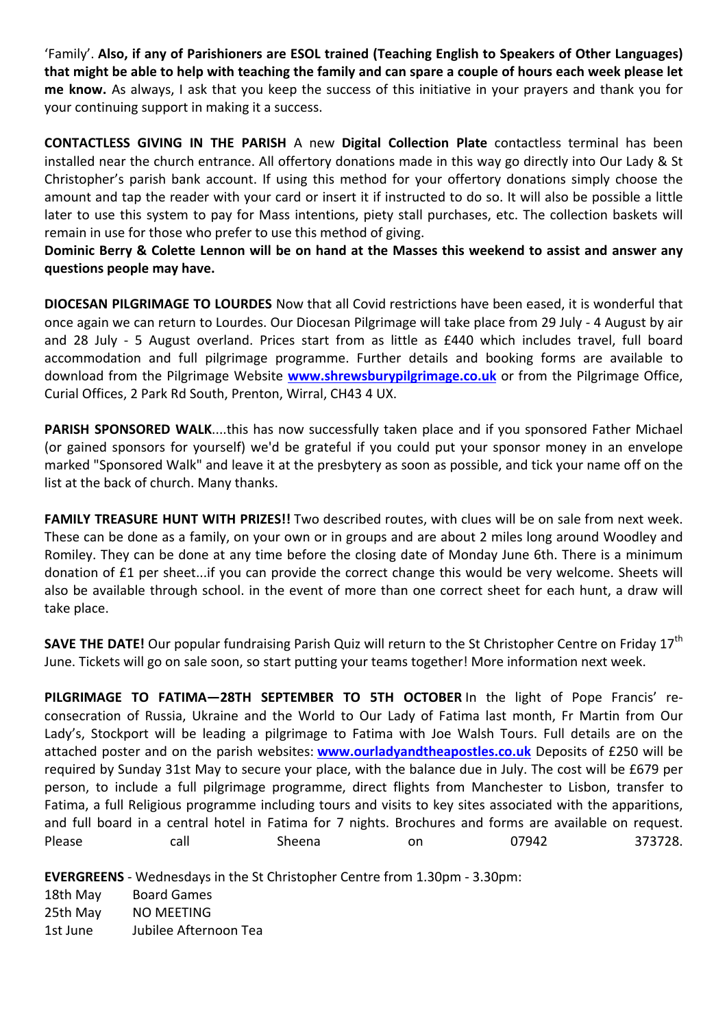'Family'. **Also, if any of Parishioners are ESOL trained (Teaching English to Speakers of Other Languages) that might be able to help with teaching the family and can spare a couple of hours each week please let me know.** As always, I ask that you keep the success of this initiative in your prayers and thank you for your continuing support in making it a success.

**CONTACTLESS GIVING IN THE PARISH** A new **Digital Collection Plate** contactless terminal has been installed near the church entrance. All offertory donations made in this way go directly into Our Lady & St Christopher's parish bank account. If using this method for your offertory donations simply choose the amount and tap the reader with your card or insert it if instructed to do so. It will also be possible a little later to use this system to pay for Mass intentions, piety stall purchases, etc. The collection baskets will remain in use for those who prefer to use this method of giving.
**Dominic Berry & Colette Lennon will be on hand at the Masses this weekend to assist and answer any questions people may have.**

**DIOCESAN PILGRIMAGE TO LOURDES** Now that all Covid restrictions have been eased, it is wonderful that once again we can return to Lourdes. Our Diocesan Pilgrimage will take place from 29 July - 4 August by air and 28 July - 5 August overland. Prices start from as little as £440 which includes travel, full board accommodation and full pilgrimage programme. Further details and booking forms are available to download from the Pilgrimage Website **www.shrewsburypilgrimage.co.uk** or from the Pilgrimage Office, Curial Offices, 2 Park Rd South, Prenton, Wirral, CH43 4 UX.

**PARISH SPONSORED WALK**....this has now successfully taken place and if you sponsored Father Michael (or gained sponsors for yourself) we'd be grateful if you could put your sponsor money in an envelope marked "Sponsored Walk" and leave it at the presbytery as soon as possible, and tick your name off on the list at the back of church. Many thanks.

**FAMILY TREASURE HUNT WITH PRIZES!!** Two described routes, with clues will be on sale from next week. These can be done as a family, on your own or in groups and are about 2 miles long around Woodley and Romiley. They can be done at any time before the closing date of Monday June 6th. There is a minimum donation of £1 per sheet...if you can provide the correct change this would be very welcome. Sheets will also be available through school. in the event of more than one correct sheet for each hunt, a draw will take place.

**SAVE THE DATE!** Our popular fundraising Parish Quiz will return to the St Christopher Centre on Friday 17th June. Tickets will go on sale soon, so start putting your teams together! More information next week.

**PILGRIMAGE TO FATIMA—28TH SEPTEMBER TO 5TH OCTOBER** In the light of Pope Francis' re-consecration of Russia, Ukraine and the World to Our Lady of Fatima last month, Fr Martin from Our Lady's, Stockport will be leading a pilgrimage to Fatima with Joe Walsh Tours. Full details are on the attached poster and on the parish websites: **www.ourladyandtheapostles.co.uk** Deposits of £250 will be required by Sunday 31st May to secure your place, with the balance due in July. The cost will be £679 per person, to include a full pilgrimage programme, direct flights from Manchester to Lisbon, transfer to Fatima, a full Religious programme including tours and visits to key sites associated with the apparitions, and full board in a central hotel in Fatima for 7 nights. Brochures and forms are available on request. Please call Sheena on 07942 373728.

**EVERGREENS** - Wednesdays in the St Christopher Centre from 1.30pm - 3.30pm:

| | |
|---|---|
| 18th May | Board Games |
| 25th May | NO MEETING |
| 1st June | Jubilee Afternoon Tea |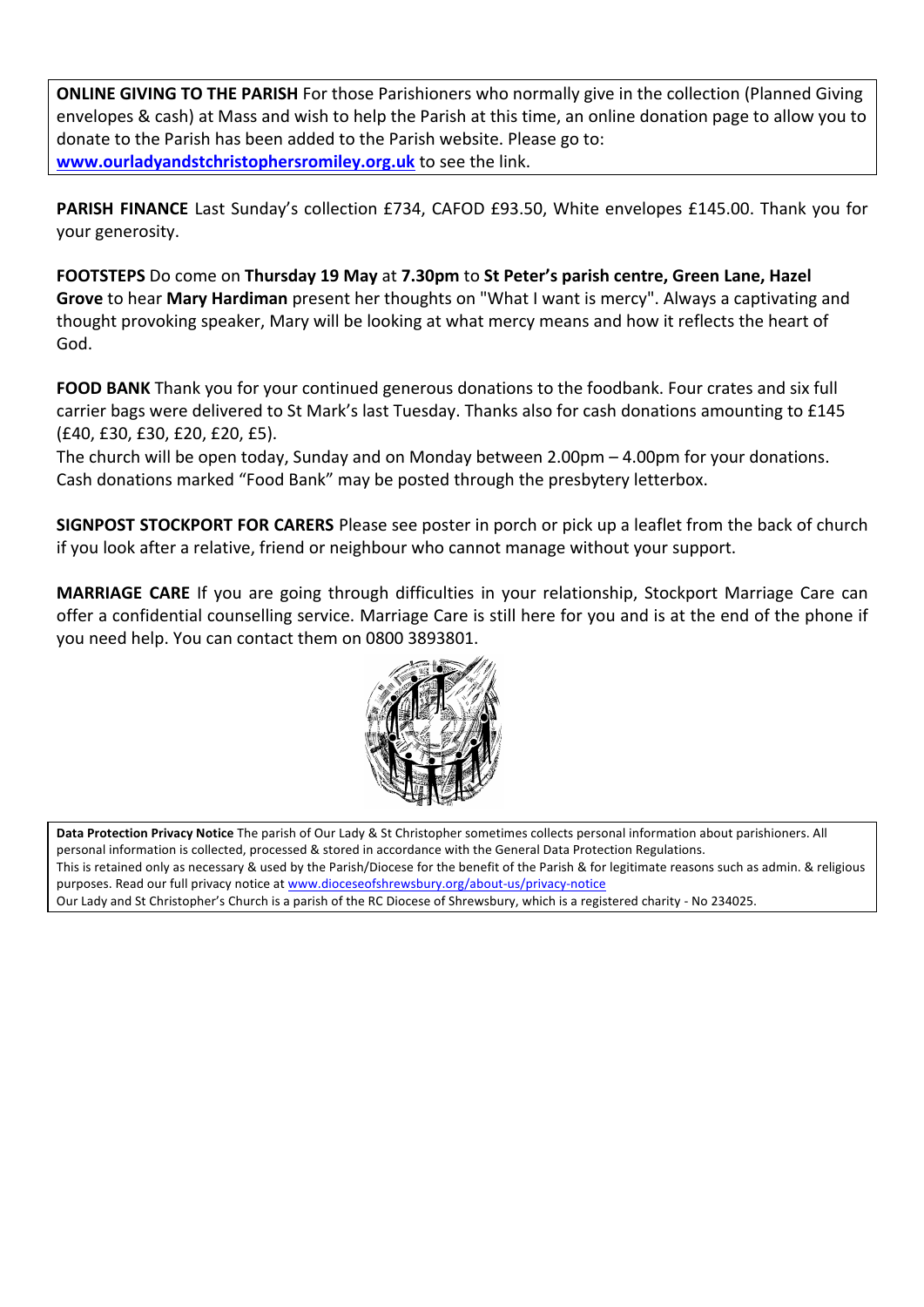**ONLINE GIVING TO THE PARISH** For those Parishioners who normally give in the collection (Planned Giving envelopes & cash) at Mass and wish to help the Parish at this time, an online donation page to allow you to donate to the Parish has been added to the Parish website. Please go to: **www.ourladyandstchristophersromiley.org.uk** to see the link.

**PARISH FINANCE** Last Sunday's collection £734, CAFOD £93.50, White envelopes £145.00. Thank you for your generosity.

**FOOTSTEPS** Do come on **Thursday 19 May** at **7.30pm** to **St Peter's parish centre, Green Lane, Hazel Grove** to hear **Mary Hardiman** present her thoughts on "What I want is mercy". Always a captivating and thought provoking speaker, Mary will be looking at what mercy means and how it reflects the heart of God.

**FOOD BANK** Thank you for your continued generous donations to the foodbank. Four crates and six full carrier bags were delivered to St Mark's last Tuesday. Thanks also for cash donations amounting to £145 (£40, £30, £30, £20, £20, £5).

The church will be open today, Sunday and on Monday between 2.00pm – 4.00pm for your donations. Cash donations marked "Food Bank" may be posted through the presbytery letterbox.

**SIGNPOST STOCKPORT FOR CARERS** Please see poster in porch or pick up a leaflet from the back of church if you look after a relative, friend or neighbour who cannot manage without your support.

**MARRIAGE CARE** If you are going through difficulties in your relationship, Stockport Marriage Care can offer a confidential counselling service. Marriage Care is still here for you and is at the end of the phone if you need help. You can contact them on 0800 3893801.

**Data Protection Privacy Notice** The parish of Our Lady & St Christopher sometimes collects personal information about parishioners. All personal information is collected, processed & stored in accordance with the General Data Protection Regulations.
This is retained only as necessary & used by the Parish/Diocese for the benefit of the Parish & for legitimate reasons such as admin. & religious purposes. Read our full privacy notice at www.dioceseofshrewsbury.org/about-us/privacy-notice
Our Lady and St Christopher's Church is a parish of the RC Diocese of Shrewsbury, which is a registered charity - No 234025.